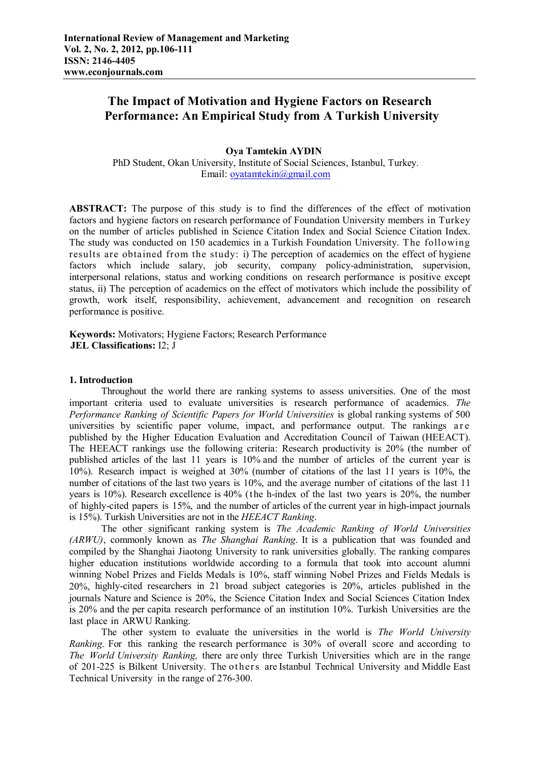**International Review of Management and Marketing**
**Vol. 2, No. 2, 2012, pp.106-111**
**ISSN: 2146-4405**
**www.econjournals.com**

# The Impact of Motivation and Hygiene Factors on Research Performance: An Empirical Study from A Turkish University

**Oya Tamtekin AYDIN**

PhD Student, Okan University, Institute of Social Sciences, Istanbul, Turkey.
Email: oyatamtekin@gmail.com

**ABSTRACT:** The purpose of this study is to find the differences of the effect of motivation factors and hygiene factors on research performance of Foundation University members in Turkey on the number of articles published in Science Citation Index and Social Science Citation Index. The study was conducted on 150 academics in a Turkish Foundation University. The following results are obtained from the study: i) The perception of academics on the effect of hygiene factors which include salary, job security, company policy-administration, supervision, interpersonal relations, status and working conditions on research performance is positive except status, ii) The perception of academics on the effect of motivators which include the possibility of growth, work itself, responsibility, achievement, advancement and recognition on research performance is positive.

**Keywords:** Motivators; Hygiene Factors; Research Performance
**JEL Classifications:** I2; J

## 1. Introduction

Throughout the world there are ranking systems to assess universities. One of the most important criteria used to evaluate universities is research performance of academics. *The Performance Ranking of Scientific Papers for World Universities* is global ranking systems of 500 universities by scientific paper volume, impact, and performance output. The rankings are published by the Higher Education Evaluation and Accreditation Council of Taiwan (HEEACT). The HEEACT rankings use the following criteria: Research productivity is 20% (the number of published articles of the last 11 years is 10% and the number of articles of the current year is 10%). Research impact is weighed at 30% (number of citations of the last 11 years is 10%, the number of citations of the last two years is 10%, and the average number of citations of the last 11 years is 10%). Research excellence is 40% (the h-index of the last two years is 20%, the number of highly-cited papers is 15%, and the number of articles of the current year in high-impact journals is 15%). Turkish Universities are not in the *HEEACT Ranking*.

The other significant ranking system is *The Academic Ranking of World Universities (ARWU)*, commonly known as *The Shanghai Ranking*. It is a publication that was founded and compiled by the Shanghai Jiaotong University to rank universities globally. The ranking compares higher education institutions worldwide according to a formula that took into account alumni winning Nobel Prizes and Fields Medals is 10%, staff winning Nobel Prizes and Fields Medals is 20%, highly-cited researchers in 21 broad subject categories is 20%, articles published in the journals Nature and Science is 20%, the Science Citation Index and Social Sciences Citation Index is 20% and the per capita research performance of an institution 10%. Turkish Universities are the last place in ARWU Ranking.

The other system to evaluate the universities in the world is *The World University Ranking*. For this ranking the research performance is 30% of overall score and according to *The World University Ranking,* there are only three Turkish Universities which are in the range of 201-225 is Bilkent University. The others are Istanbul Technical University and Middle East Technical University in the range of 276-300.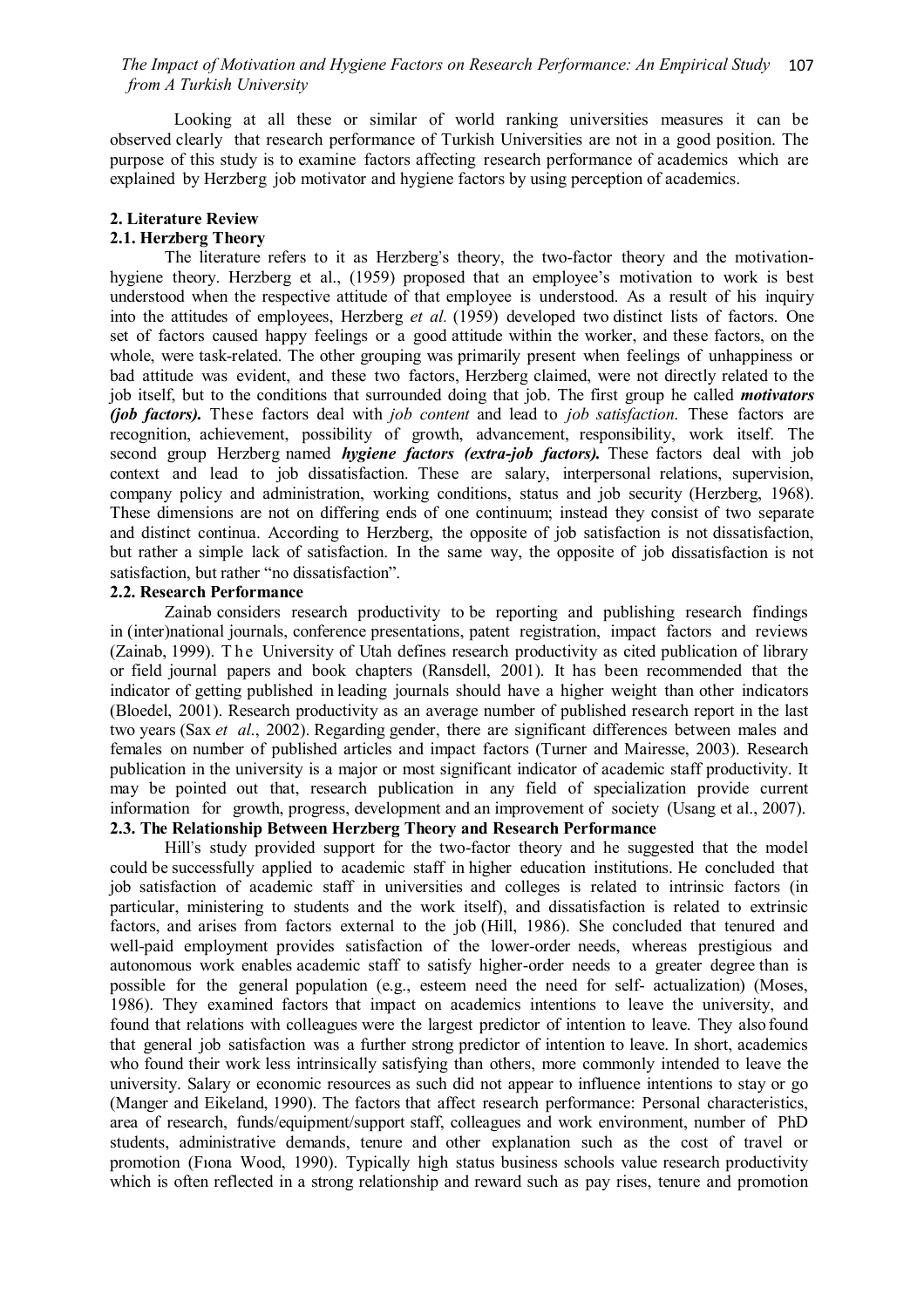Looking at all these or similar of world ranking universities measures it can be observed clearly that research performance of Turkish Universities are not in a good position. The purpose of this study is to examine factors affecting research performance of academics which are explained by Herzberg job motivator and hygiene factors by using perception of academics.

## 2. Literature Review

### 2.1. Herzberg Theory

The literature refers to it as Herzberg's theory, the two-factor theory and the motivation-hygiene theory. Herzberg et al., (1959) proposed that an employee's motivation to work is best understood when the respective attitude of that employee is understood. As a result of his inquiry into the attitudes of employees, Herzberg *et al.* (1959) developed two distinct lists of factors. One set of factors caused happy feelings or a good attitude within the worker, and these factors, on the whole, were task-related. The other grouping was primarily present when feelings of unhappiness or bad attitude was evident, and these two factors, Herzberg claimed, were not directly related to the job itself, but to the conditions that surrounded doing that job. The first group he called ***motivators (job factors).*** These factors deal with *job content* and lead to *job satisfaction*. These factors are recognition, achievement, possibility of growth, advancement, responsibility, work itself. The second group Herzberg named ***hygiene factors (extra-job factors).*** These factors deal with job context and lead to job dissatisfaction. These are salary, interpersonal relations, supervision, company policy and administration, working conditions, status and job security (Herzberg, 1968). These dimensions are not on differing ends of one continuum; instead they consist of two separate and distinct continua. According to Herzberg, the opposite of job satisfaction is not dissatisfaction, but rather a simple lack of satisfaction. In the same way, the opposite of job dissatisfaction is not satisfaction, but rather "no dissatisfaction".

### 2.2. Research Performance

Zainab considers research productivity to be reporting and publishing research findings in (inter)national journals, conference presentations, patent registration, impact factors and reviews (Zainab, 1999). The University of Utah defines research productivity as cited publication of library or field journal papers and book chapters (Ransdell, 2001). It has been recommended that the indicator of getting published in leading journals should have a higher weight than other indicators (Bloedel, 2001). Research productivity as an average number of published research report in the last two years (Sax *et al.*, 2002). Regarding gender, there are significant differences between males and females on number of published articles and impact factors (Turner and Mairesse, 2003). Research publication in the university is a major or most significant indicator of academic staff productivity. It may be pointed out that, research publication in any field of specialization provide current information for growth, progress, development and an improvement of society (Usang et al., 2007).

### 2.3. The Relationship Between Herzberg Theory and Research Performance

Hill's study provided support for the two-factor theory and he suggested that the model could be successfully applied to academic staff in higher education institutions. He concluded that job satisfaction of academic staff in universities and colleges is related to intrinsic factors (in particular, ministering to students and the work itself), and dissatisfaction is related to extrinsic factors, and arises from factors external to the job (Hill, 1986). She concluded that tenured and well-paid employment provides satisfaction of the lower-order needs, whereas prestigious and autonomous work enables academic staff to satisfy higher-order needs to a greater degree than is possible for the general population (e.g., esteem need the need for self- actualization) (Moses, 1986). They examined factors that impact on academics intentions to leave the university, and found that relations with colleagues were the largest predictor of intention to leave. They also found that general job satisfaction was a further strong predictor of intention to leave. In short, academics who found their work less intrinsically satisfying than others, more commonly intended to leave the university. Salary or economic resources as such did not appear to influence intentions to stay or go (Manger and Eikeland, 1990). The factors that affect research performance: Personal characteristics, area of research, funds/equipment/support staff, colleagues and work environment, number of PhD students, administrative demands, tenure and other explanation such as the cost of travel or promotion (Fıona Wood, 1990). Typically high status business schools value research productivity which is often reflected in a strong relationship and reward such as pay rises, tenure and promotion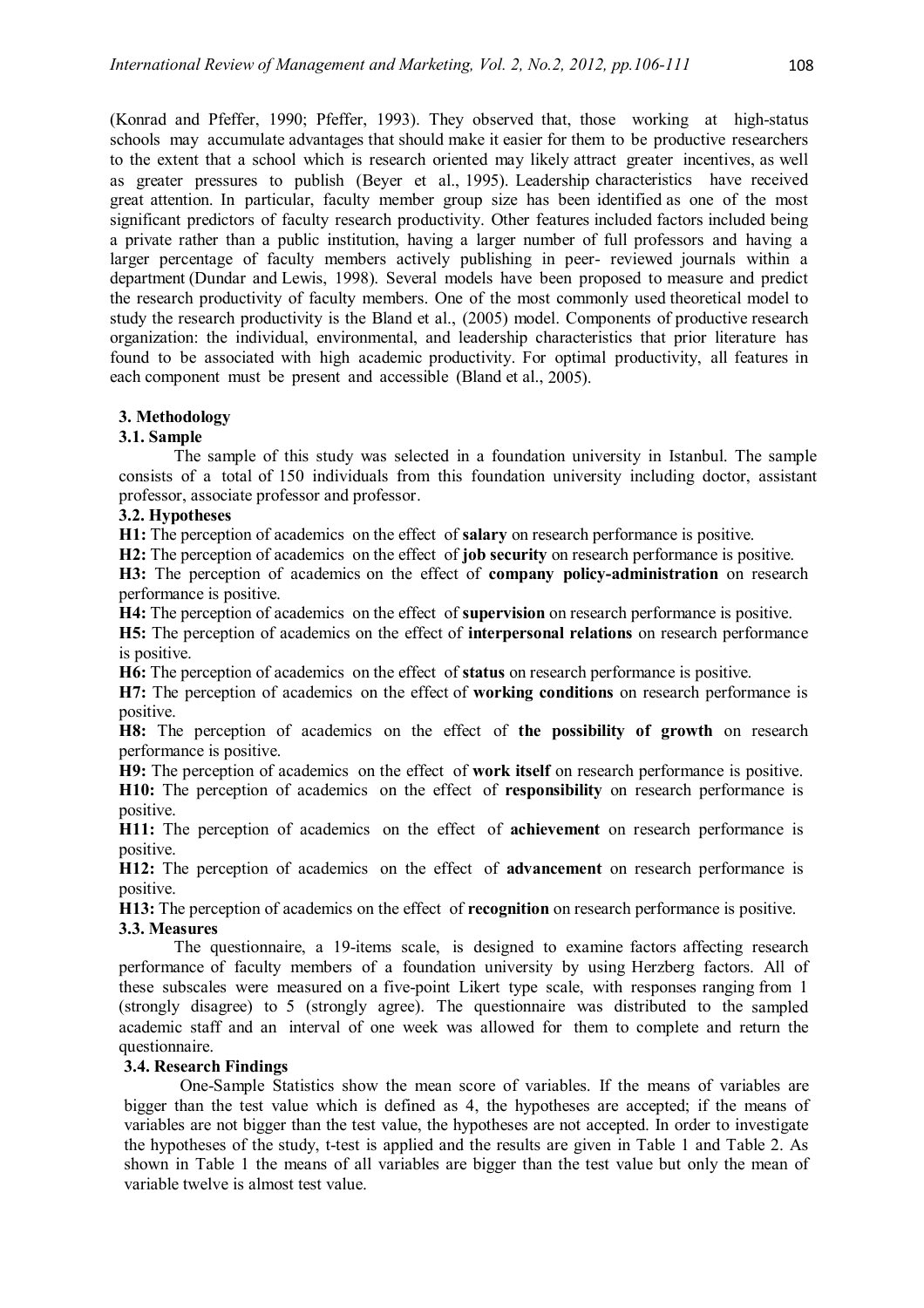(Konrad and Pfeffer, 1990; Pfeffer, 1993). They observed that, those working at high-status schools may accumulate advantages that should make it easier for them to be productive researchers to the extent that a school which is research oriented may likely attract greater incentives, as well as greater pressures to publish (Beyer et al., 1995). Leadership characteristics have received great attention. In particular, faculty member group size has been identified as one of the most significant predictors of faculty research productivity. Other features included factors included being a private rather than a public institution, having a larger number of full professors and having a larger percentage of faculty members actively publishing in peer- reviewed journals within a department (Dundar and Lewis, 1998). Several models have been proposed to measure and predict the research productivity of faculty members. One of the most commonly used theoretical model to study the research productivity is the Bland et al., (2005) model. Components of productive research organization: the individual, environmental, and leadership characteristics that prior literature has found to be associated with high academic productivity. For optimal productivity, all features in each component must be present and accessible (Bland et al., 2005).

## 3. Methodology

### 3.1. Sample

The sample of this study was selected in a foundation university in Istanbul. The sample consists of a total of 150 individuals from this foundation university including doctor, assistant professor, associate professor and professor.

### 3.2. Hypotheses

**H1:** The perception of academics on the effect of **salary** on research performance is positive.

**H2:** The perception of academics on the effect of **job security** on research performance is positive.

**H3:** The perception of academics on the effect of **company policy-administration** on research performance is positive.

**H4:** The perception of academics on the effect of **supervision** on research performance is positive.

**H5:** The perception of academics on the effect of **interpersonal relations** on research performance is positive.

**H6:** The perception of academics on the effect of **status** on research performance is positive.

**H7:** The perception of academics on the effect of **working conditions** on research performance is positive.

**H8:** The perception of academics on the effect of **the possibility of growth** on research performance is positive.

**H9:** The perception of academics on the effect of **work itself** on research performance is positive.

**H10:** The perception of academics on the effect of **responsibility** on research performance is positive.

**H11:** The perception of academics on the effect of **achievement** on research performance is positive.

**H12:** The perception of academics on the effect of **advancement** on research performance is positive.

**H13:** The perception of academics on the effect of **recognition** on research performance is positive.

### 3.3. Measures

The questionnaire, a 19-items scale, is designed to examine factors affecting research performance of faculty members of a foundation university by using Herzberg factors. All of these subscales were measured on a five-point Likert type scale, with responses ranging from 1 (strongly disagree) to 5 (strongly agree). The questionnaire was distributed to the sampled academic staff and an interval of one week was allowed for them to complete and return the questionnaire.

### 3.4. Research Findings

One-Sample Statistics show the mean score of variables. If the means of variables are bigger than the test value which is defined as 4, the hypotheses are accepted; if the means of variables are not bigger than the test value, the hypotheses are not accepted. In order to investigate the hypotheses of the study, t-test is applied and the results are given in Table 1 and Table 2. As shown in Table 1 the means of all variables are bigger than the test value but only the mean of variable twelve is almost test value.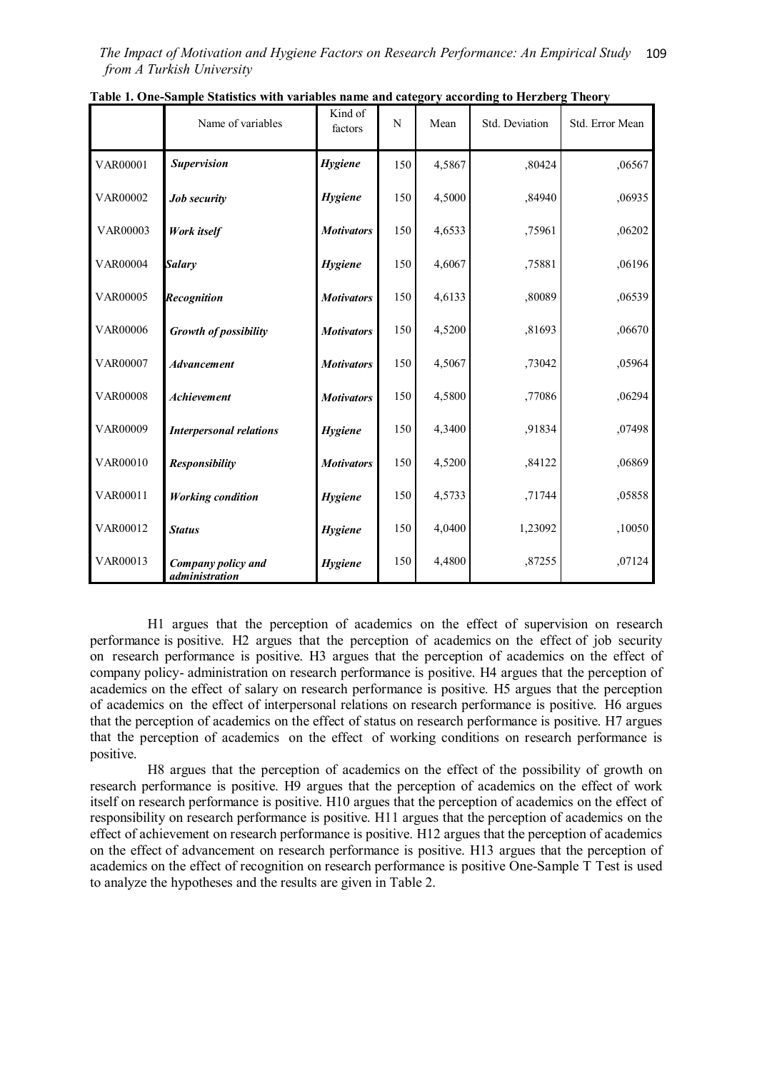**Table 1. One-Sample Statistics with variables name and category according to Herzberg Theory**

| | Name of variables | Kind of factors | N | Mean | Std. Deviation | Std. Error Mean |
|---|---|---|---|---|---|---|
| VAR00001 | ***Supervision*** | ***Hygiene*** | 150 | 4,5867 | ,80424 | ,06567 |
| VAR00002 | ***Job security*** | ***Hygiene*** | 150 | 4,5000 | ,84940 | ,06935 |
| VAR00003 | ***Work itself*** | ***Motivators*** | 150 | 4,6533 | ,75961 | ,06202 |
| VAR00004 | ***Salary*** | ***Hygiene*** | 150 | 4,6067 | ,75881 | ,06196 |
| VAR00005 | ***Recognition*** | ***Motivators*** | 150 | 4,6133 | ,80089 | ,06539 |
| VAR00006 | ***Growth of possibility*** | ***Motivators*** | 150 | 4,5200 | ,81693 | ,06670 |
| VAR00007 | ***Advancement*** | ***Motivators*** | 150 | 4,5067 | ,73042 | ,05964 |
| VAR00008 | ***Achievement*** | ***Motivators*** | 150 | 4,5800 | ,77086 | ,06294 |
| VAR00009 | ***Interpersonal relations*** | ***Hygiene*** | 150 | 4,3400 | ,91834 | ,07498 |
| VAR00010 | ***Responsibility*** | ***Motivators*** | 150 | 4,5200 | ,84122 | ,06869 |
| VAR00011 | ***Working condition*** | ***Hygiene*** | 150 | 4,5733 | ,71744 | ,05858 |
| VAR00012 | ***Status*** | ***Hygiene*** | 150 | 4,0400 | 1,23092 | ,10050 |
| VAR00013 | ***Company policy and administration*** | ***Hygiene*** | 150 | 4,4800 | ,87255 | ,07124 |

H1 argues that the perception of academics on the effect of supervision on research performance is positive. H2 argues that the perception of academics on the effect of job security on research performance is positive. H3 argues that the perception of academics on the effect of company policy- administration on research performance is positive. H4 argues that the perception of academics on the effect of salary on research performance is positive. H5 argues that the perception of academics on the effect of interpersonal relations on research performance is positive. H6 argues that the perception of academics on the effect of status on research performance is positive. H7 argues that the perception of academics on the effect of working conditions on research performance is positive.

H8 argues that the perception of academics on the effect of the possibility of growth on research performance is positive. H9 argues that the perception of academics on the effect of work itself on research performance is positive. H10 argues that the perception of academics on the effect of responsibility on research performance is positive. H11 argues that the perception of academics on the effect of achievement on research performance is positive. H12 argues that the perception of academics on the effect of advancement on research performance is positive. H13 argues that the perception of academics on the effect of recognition on research performance is positive One-Sample T Test is used to analyze the hypotheses and the results are given in Table 2.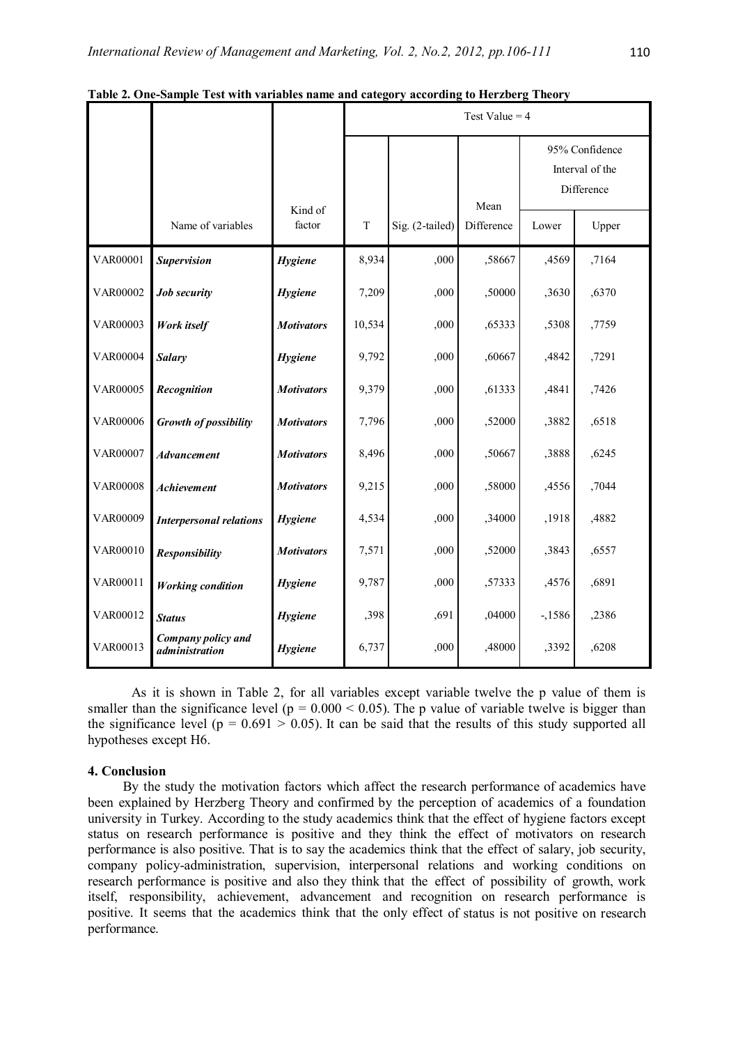**Table 2. One-Sample Test with variables name and category according to Herzberg Theory**

| | | | Test Value = 4 | | | | |
|---|---|---|---|---|---|---|---|
| | | | | | | 95% Confidence Interval of the Difference | |
| | Name of variables | Kind of factor | T | Sig. (2-tailed) | Mean Difference | Lower | Upper |
| VAR00001 | ***Supervision*** | ***Hygiene*** | 8,934 | ,000 | ,58667 | ,4569 | ,7164 |
| VAR00002 | ***Job security*** | ***Hygiene*** | 7,209 | ,000 | ,50000 | ,3630 | ,6370 |
| VAR00003 | ***Work itself*** | ***Motivators*** | 10,534 | ,000 | ,65333 | ,5308 | ,7759 |
| VAR00004 | ***Salary*** | ***Hygiene*** | 9,792 | ,000 | ,60667 | ,4842 | ,7291 |
| VAR00005 | ***Recognition*** | ***Motivators*** | 9,379 | ,000 | ,61333 | ,4841 | ,7426 |
| VAR00006 | ***Growth of possibility*** | ***Motivators*** | 7,796 | ,000 | ,52000 | ,3882 | ,6518 |
| VAR00007 | ***Advancement*** | ***Motivators*** | 8,496 | ,000 | ,50667 | ,3888 | ,6245 |
| VAR00008 | ***Achievement*** | ***Motivators*** | 9,215 | ,000 | ,58000 | ,4556 | ,7044 |
| VAR00009 | ***Interpersonal relations*** | ***Hygiene*** | 4,534 | ,000 | ,34000 | ,1918 | ,4882 |
| VAR00010 | ***Responsibility*** | ***Motivators*** | 7,571 | ,000 | ,52000 | ,3843 | ,6557 |
| VAR00011 | ***Working condition*** | ***Hygiene*** | 9,787 | ,000 | ,57333 | ,4576 | ,6891 |
| VAR00012 | ***Status*** | ***Hygiene*** | ,398 | ,691 | ,04000 | -,1586 | ,2386 |
| VAR00013 | ***Company policy and administration*** | ***Hygiene*** | 6,737 | ,000 | ,48000 | ,3392 | ,6208 |

As it is shown in Table 2, for all variables except variable twelve the p value of them is smaller than the significance level ($p = 0.000 < 0.05$). The p value of variable twelve is bigger than the significance level ($p = 0.691 > 0.05$). It can be said that the results of this study supported all hypotheses except H6.

## 4. Conclusion

By the study the motivation factors which affect the research performance of academics have been explained by Herzberg Theory and confirmed by the perception of academics of a foundation university in Turkey. According to the study academics think that the effect of hygiene factors except status on research performance is positive and they think the effect of motivators on research performance is also positive. That is to say the academics think that the effect of salary, job security, company policy-administration, supervision, interpersonal relations and working conditions on research performance is positive and also they think that the effect of possibility of growth, work itself, responsibility, achievement, advancement and recognition on research performance is positive. It seems that the academics think that the only effect of status is not positive on research performance.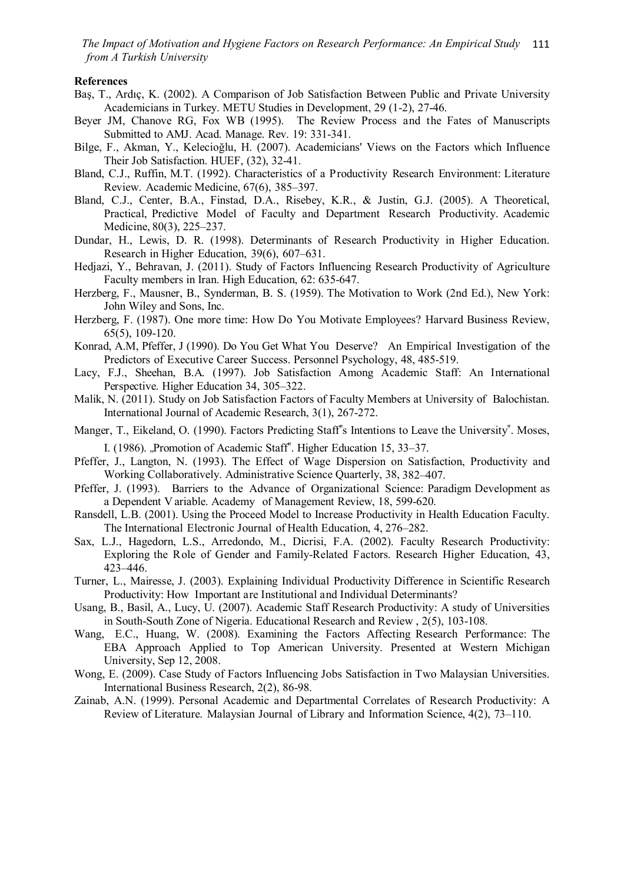**References**

Baş, T., Ardıç, K. (2002). A Comparison of Job Satisfaction Between Public and Private University Academicians in Turkey. METU Studies in Development, 29 (1-2), 27-46.

Beyer JM, Chanove RG, Fox WB (1995). The Review Process and the Fates of Manuscripts Submitted to AMJ. Acad. Manage. Rev. 19: 331-341.

Bilge, F., Akman, Y., Kelecioğlu, H. (2007). Academicians' Views on the Factors which Influence Their Job Satisfaction. HUEF, (32), 32-41.

Bland, C.J., Ruffin, M.T. (1992). Characteristics of a Productivity Research Environment: Literature Review. Academic Medicine, 67(6), 385–397.

Bland, C.J., Center, B.A., Finstad, D.A., Risebey, K.R., & Justin, G.J. (2005). A Theoretical, Practical, Predictive Model of Faculty and Department Research Productivity. Academic Medicine, 80(3), 225–237.

Dundar, H., Lewis, D. R. (1998). Determinants of Research Productivity in Higher Education. Research in Higher Education, 39(6), 607–631.

Hedjazi, Y., Behravan, J. (2011). Study of Factors Influencing Research Productivity of Agriculture Faculty members in Iran. High Education, 62: 635-647.

Herzberg, F., Mausner, B., Synderman, B. S. (1959). The Motivation to Work (2nd Ed.), New York: John Wiley and Sons, Inc.

Herzberg, F. (1987). One more time: How Do You Motivate Employees? Harvard Business Review, 65(5), 109-120.

Konrad, A.M, Pfeffer, J (1990). Do You Get What You Deserve? An Empirical Investigation of the Predictors of Executive Career Success. Personnel Psychology, 48, 485-519.

Lacy, F.J., Sheehan, B.A. (1997). Job Satisfaction Among Academic Staff: An International Perspective. Higher Education 34, 305–322.

Malik, N. (2011). Study on Job Satisfaction Factors of Faculty Members at University of Balochistan. International Journal of Academic Research, 3(1), 267-272.

Manger, T., Eikeland, O. (1990). Factors Predicting Staff"s Intentions to Leave the University". Moses, I. (1986). „Promotion of Academic Staff". Higher Education 15, 33–37.

Pfeffer, J., Langton, N. (1993). The Effect of Wage Dispersion on Satisfaction, Productivity and Working Collaboratively. Administrative Science Quarterly, 38, 382–407.

Pfeffer, J. (1993). Barriers to the Advance of Organizational Science: Paradigm Development as a Dependent Variable. Academy of Management Review, 18, 599-620.

Ransdell, L.B. (2001). Using the Proceed Model to Increase Productivity in Health Education Faculty. The International Electronic Journal of Health Education, 4, 276–282.

Sax, L.J., Hagedorn, L.S., Arredondo, M., Dicrisi, F.A. (2002). Faculty Research Productivity: Exploring the Role of Gender and Family-Related Factors. Research Higher Education, 43, 423–446.

Turner, L., Mairesse, J. (2003). Explaining Individual Productivity Difference in Scientific Research Productivity: How Important are Institutional and Individual Determinants?

Usang, B., Basil, A., Lucy, U. (2007). Academic Staff Research Productivity: A study of Universities in South-South Zone of Nigeria. Educational Research and Review , 2(5), 103-108.

Wang, E.C., Huang, W. (2008). Examining the Factors Affecting Research Performance: The EBA Approach Applied to Top American University. Presented at Western Michigan University, Sep 12, 2008.

Wong, E. (2009). Case Study of Factors Influencing Jobs Satisfaction in Two Malaysian Universities. International Business Research, 2(2), 86-98.

Zainab, A.N. (1999). Personal Academic and Departmental Correlates of Research Productivity: A Review of Literature. Malaysian Journal of Library and Information Science, 4(2), 73–110.